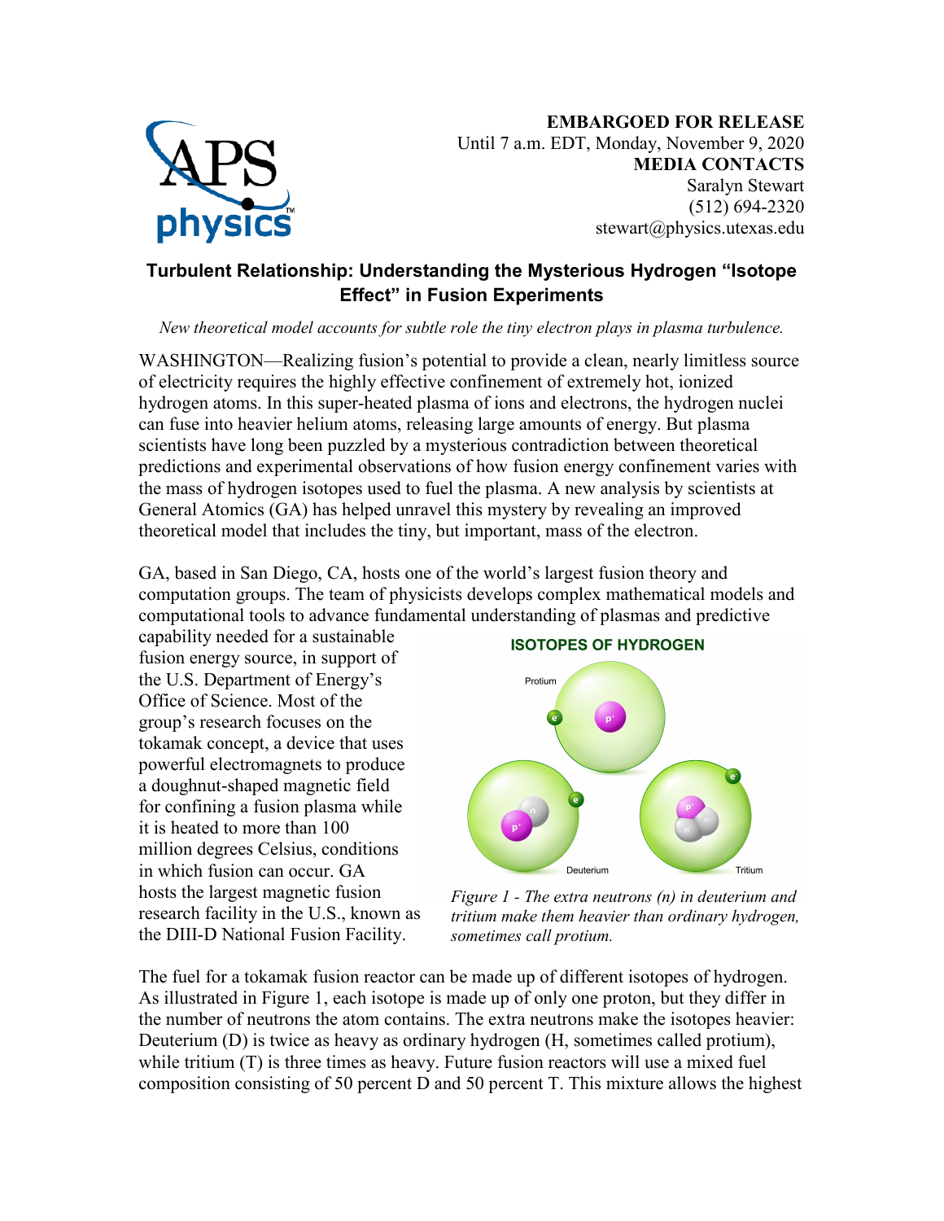**EMBARGOED FOR RELEASE**
Until 7 a.m. EDT, Monday, November 9, 2020
**MEDIA CONTACTS**
Saralyn Stewart
(512) 694-2320
stewart@physics.utexas.edu

# Turbulent Relationship: Understanding the Mysterious Hydrogen "Isotope Effect" in Fusion Experiments

*New theoretical model accounts for subtle role the tiny electron plays in plasma turbulence.*

WASHINGTON—Realizing fusion's potential to provide a clean, nearly limitless source of electricity requires the highly effective confinement of extremely hot, ionized hydrogen atoms. In this super-heated plasma of ions and electrons, the hydrogen nuclei can fuse into heavier helium atoms, releasing large amounts of energy. But plasma scientists have long been puzzled by a mysterious contradiction between theoretical predictions and experimental observations of how fusion energy confinement varies with the mass of hydrogen isotopes used to fuel the plasma. A new analysis by scientists at General Atomics (GA) has helped unravel this mystery by revealing an improved theoretical model that includes the tiny, but important, mass of the electron.

GA, based in San Diego, CA, hosts one of the world's largest fusion theory and computation groups. The team of physicists develops complex mathematical models and computational tools to advance fundamental understanding of plasmas and predictive capability needed for a sustainable fusion energy source, in support of the U.S. Department of Energy's Office of Science. Most of the group's research focuses on the tokamak concept, a device that uses powerful electromagnets to produce a doughnut-shaped magnetic field for confining a fusion plasma while it is heated to more than 100 million degrees Celsius, conditions in which fusion can occur. GA hosts the largest magnetic fusion research facility in the U.S., known as the DIII-D National Fusion Facility.

*Figure 1 - The extra neutrons (n) in deuterium and tritium make them heavier than ordinary hydrogen, sometimes call protium.*

The fuel for a tokamak fusion reactor can be made up of different isotopes of hydrogen. As illustrated in Figure 1, each isotope is made up of only one proton, but they differ in the number of neutrons the atom contains. The extra neutrons make the isotopes heavier: Deuterium (D) is twice as heavy as ordinary hydrogen (H, sometimes called protium), while tritium (T) is three times as heavy. Future fusion reactors will use a mixed fuel composition consisting of 50 percent D and 50 percent T. This mixture allows the highest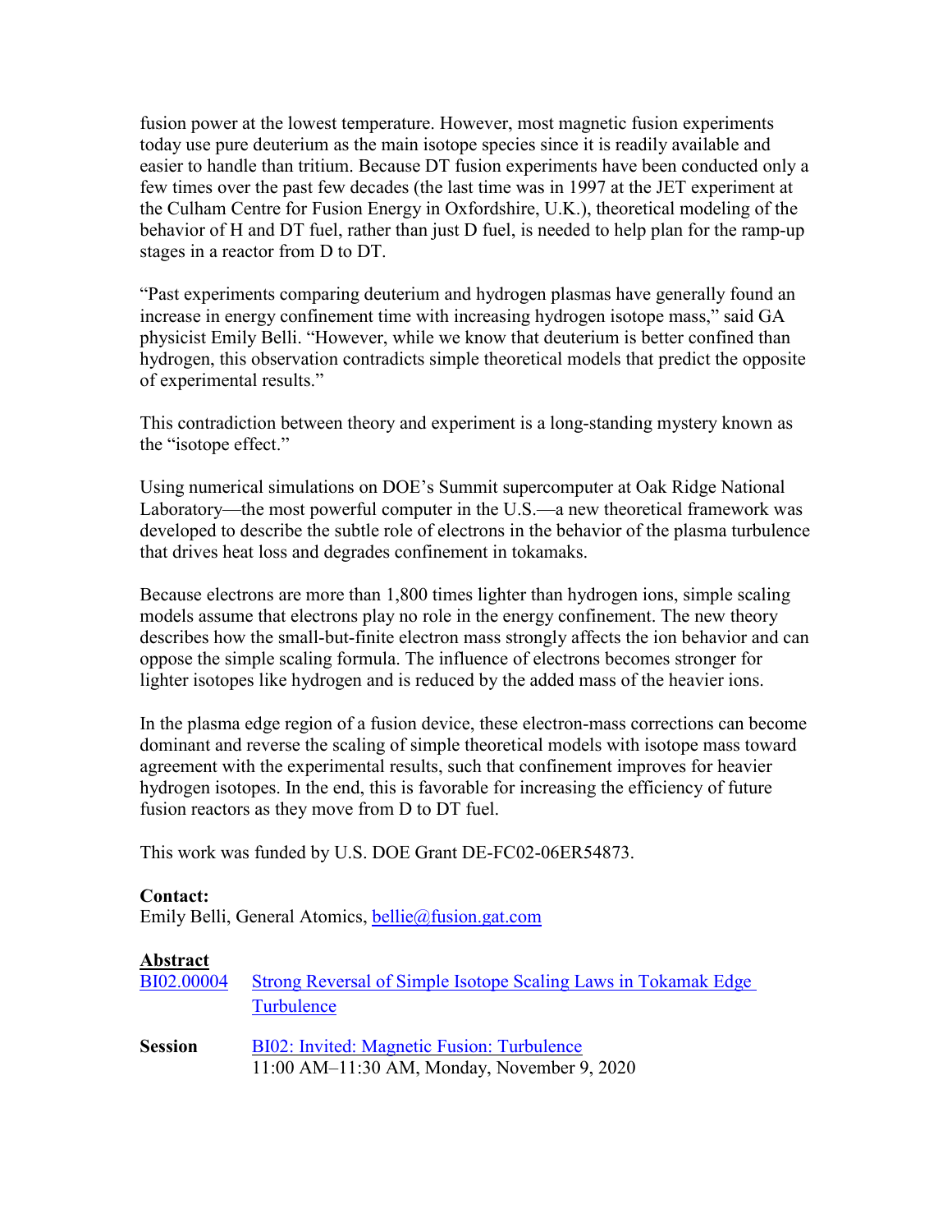fusion power at the lowest temperature. However, most magnetic fusion experiments today use pure deuterium as the main isotope species since it is readily available and easier to handle than tritium. Because DT fusion experiments have been conducted only a few times over the past few decades (the last time was in 1997 at the JET experiment at the Culham Centre for Fusion Energy in Oxfordshire, U.K.), theoretical modeling of the behavior of H and DT fuel, rather than just D fuel, is needed to help plan for the ramp-up stages in a reactor from D to DT.

"Past experiments comparing deuterium and hydrogen plasmas have generally found an increase in energy confinement time with increasing hydrogen isotope mass," said GA physicist Emily Belli. "However, while we know that deuterium is better confined than hydrogen, this observation contradicts simple theoretical models that predict the opposite of experimental results."

This contradiction between theory and experiment is a long-standing mystery known as the "isotope effect."

Using numerical simulations on DOE's Summit supercomputer at Oak Ridge National Laboratory—the most powerful computer in the U.S.—a new theoretical framework was developed to describe the subtle role of electrons in the behavior of the plasma turbulence that drives heat loss and degrades confinement in tokamaks.

Because electrons are more than 1,800 times lighter than hydrogen ions, simple scaling models assume that electrons play no role in the energy confinement. The new theory describes how the small-but-finite electron mass strongly affects the ion behavior and can oppose the simple scaling formula. The influence of electrons becomes stronger for lighter isotopes like hydrogen and is reduced by the added mass of the heavier ions.

In the plasma edge region of a fusion device, these electron-mass corrections can become dominant and reverse the scaling of simple theoretical models with isotope mass toward agreement with the experimental results, such that confinement improves for heavier hydrogen isotopes. In the end, this is favorable for increasing the efficiency of future fusion reactors as they move from D to DT fuel.

This work was funded by U.S. DOE Grant DE-FC02-06ER54873.

**Contact:**
Emily Belli, General Atomics, bellie@fusion.gat.com

**Abstract**

| | |
|---|---|
| BI02.00004 | Strong Reversal of Simple Isotope Scaling Laws in Tokamak Edge Turbulence |
| **Session** | BI02: Invited: Magnetic Fusion: Turbulence<br>11:00 AM–11:30 AM, Monday, November 9, 2020 |